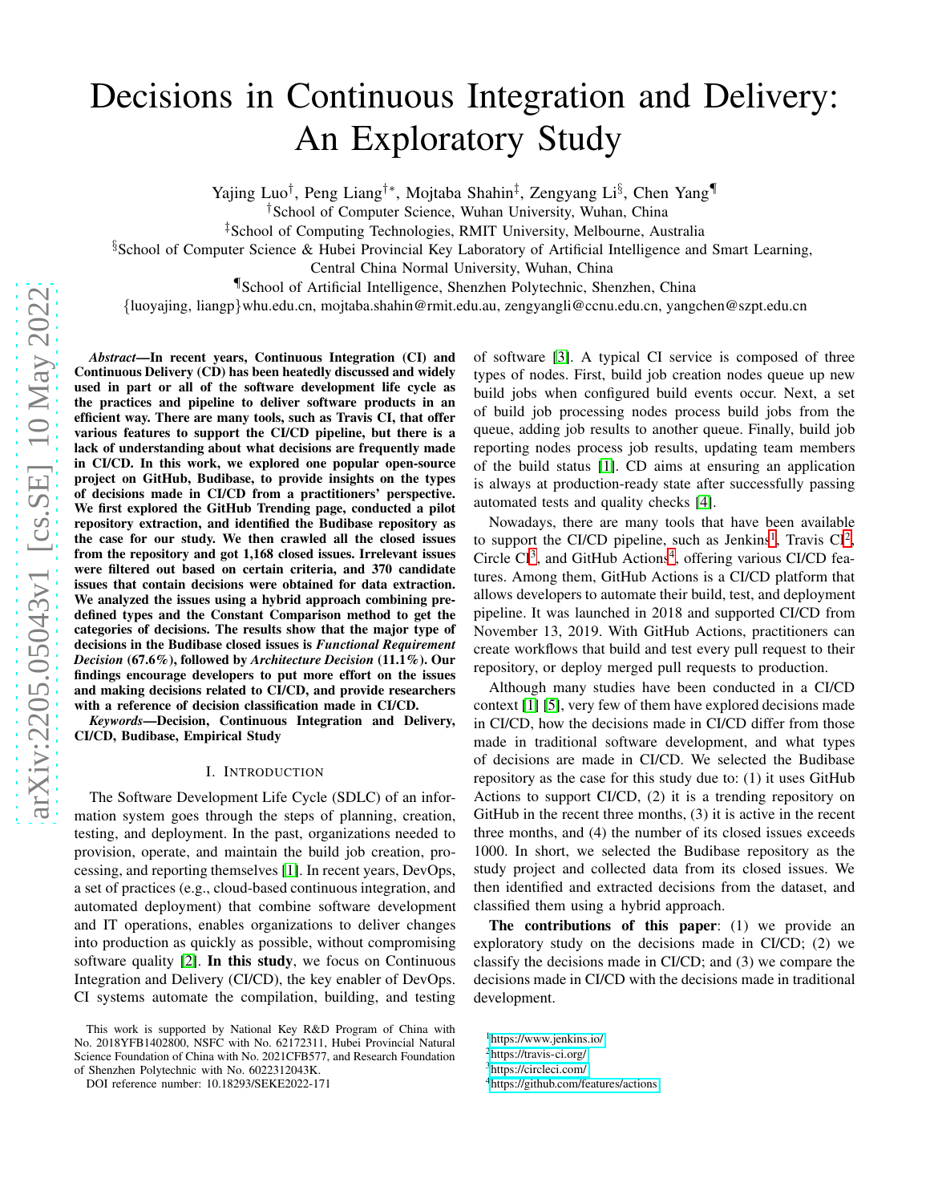# Decisions in Continuous Integration and Delivery: An Exploratory Study

Yajing Luo[†], Peng Liang[†*], Mojtaba Shahin[‡], Zengyang Li[§], Chen Yang[¶]

[†]School of Computer Science, Wuhan University, Wuhan, China

[‡]School of Computing Technologies, RMIT University, Melbourne, Australia

[§]School of Computer Science & Hubei Provincial Key Laboratory of Artificial Intelligence and Smart Learning, Central China Normal University, Wuhan, China

[¶]School of Artificial Intelligence, Shenzhen Polytechnic, Shenzhen, China

{luoyajing, liangp}whu.edu.cn, mojtaba.shahin@rmit.edu.au, zengyangli@ccnu.edu.cn, yangchen@szpt.edu.cn

***Abstract*—In recent years, Continuous Integration (CI) and Continuous Delivery (CD) has been heatedly discussed and widely used in part or all of the software development life cycle as the practices and pipeline to deliver software products in an efficient way. There are many tools, such as Travis CI, that offer various features to support the CI/CD pipeline, but there is a lack of understanding about what decisions are frequently made in CI/CD. In this work, we explored one popular open-source project on GitHub, Budibase, to provide insights on the types of decisions made in CI/CD from a practitioners' perspective. We first explored the GitHub Trending page, conducted a pilot repository extraction, and identified the Budibase repository as the case for our study. We then crawled all the closed issues from the repository and got 1,168 closed issues. Irrelevant issues were filtered out based on certain criteria, and 370 candidate issues that contain decisions were obtained for data extraction. We analyzed the issues using a hybrid approach combining predefined types and the Constant Comparison method to get the categories of decisions. The results show that the major type of decisions in the Budibase closed issues is *Functional Requirement Decision* (67.6%), followed by *Architecture Decision* (11.1%). Our findings encourage developers to put more effort on the issues and making decisions related to CI/CD, and provide researchers with a reference of decision classification made in CI/CD.**

***Keywords*—Decision, Continuous Integration and Delivery, CI/CD, Budibase, Empirical Study**

## I. Introduction

The Software Development Life Cycle (SDLC) of an information system goes through the steps of planning, creation, testing, and deployment. In the past, organizations needed to provision, operate, and maintain the build job creation, processing, and reporting themselves [1]. In recent years, DevOps, a set of practices (e.g., cloud-based continuous integration, and automated deployment) that combine software development and IT operations, enables organizations to deliver changes into production as quickly as possible, without compromising software quality [2]. **In this study**, we focus on Continuous Integration and Delivery (CI/CD), the key enabler of DevOps. CI systems automate the compilation, building, and testing of software [3]. A typical CI service is composed of three types of nodes. First, build job creation nodes queue up new build jobs when configured build events occur. Next, a set of build job processing nodes process build jobs from the queue, adding job results to another queue. Finally, build job reporting nodes process job results, updating team members of the build status [1]. CD aims at ensuring an application is always at production-ready state after successfully passing automated tests and quality checks [4].

Nowadays, there are many tools that have been available to support the CI/CD pipeline, such as Jenkins[1], Travis CI[2], Circle CI[3], and GitHub Actions[4], offering various CI/CD features. Among them, GitHub Actions is a CI/CD platform that allows developers to automate their build, test, and deployment pipeline. It was launched in 2018 and supported CI/CD from November 13, 2019. With GitHub Actions, practitioners can create workflows that build and test every pull request to their repository, or deploy merged pull requests to production.

Although many studies have been conducted in a CI/CD context [1] [5], very few of them have explored decisions made in CI/CD, how the decisions made in CI/CD differ from those made in traditional software development, and what types of decisions are made in CI/CD. We selected the Budibase repository as the case for this study due to: (1) it uses GitHub Actions to support CI/CD, (2) it is a trending repository on GitHub in the recent three months, (3) it is active in the recent three months, and (4) the number of its closed issues exceeds 1000. In short, we selected the Budibase repository as the study project and collected data from its closed issues. We then identified and extracted decisions from the dataset, and classified them using a hybrid approach.

**The contributions of this paper**: (1) we provide an exploratory study on the decisions made in CI/CD; (2) we classify the decisions made in CI/CD; and (3) we compare the decisions made in CI/CD with the decisions made in traditional development.

This work is supported by National Key R&D Program of China with No. 2018YFB1402800, NSFC with No. 62172311, Hubei Provincial Natural Science Foundation of China with No. 2021CFB577, and Research Foundation of Shenzhen Polytechnic with No. 6022312043K.

DOI reference number: 10.18293/SEKE2022-171

[1] https://www.jenkins.io/

[2] https://travis-ci.org/

[3] https://circleci.com/

[4] https://github.com/features/actions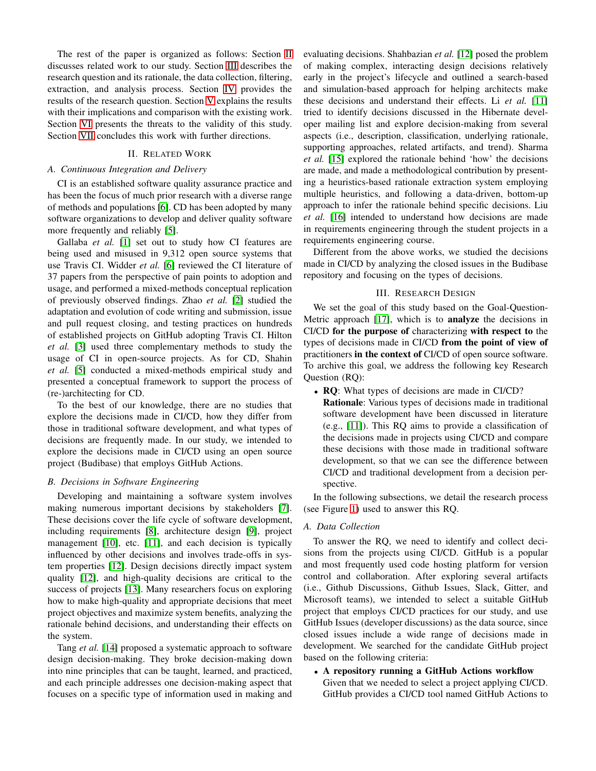The rest of the paper is organized as follows: Section II discusses related work to our study. Section III describes the research question and its rationale, the data collection, filtering, extraction, and analysis process. Section IV provides the results of the research question. Section V explains the results with their implications and comparison with the existing work. Section VI presents the threats to the validity of this study. Section VII concludes this work with further directions.

## II. Related Work

### A. Continuous Integration and Delivery

CI is an established software quality assurance practice and has been the focus of much prior research with a diverse range of methods and populations [6]. CD has been adopted by many software organizations to develop and deliver quality software more frequently and reliably [5].

Gallaba *et al.* [1] set out to study how CI features are being used and misused in 9,312 open source systems that use Travis CI. Widder *et al.* [6] reviewed the CI literature of 37 papers from the perspective of pain points to adoption and usage, and performed a mixed-methods conceptual replication of previously observed findings. Zhao *et al.* [2] studied the adaptation and evolution of code writing and submission, issue and pull request closing, and testing practices on hundreds of established projects on GitHub adopting Travis CI. Hilton *et al.* [3] used three complementary methods to study the usage of CI in open-source projects. As for CD, Shahin *et al.* [5] conducted a mixed-methods empirical study and presented a conceptual framework to support the process of (re-)architecting for CD.

To the best of our knowledge, there are no studies that explore the decisions made in CI/CD, how they differ from those in traditional software development, and what types of decisions are frequently made. In our study, we intended to explore the decisions made in CI/CD using an open source project (Budibase) that employs GitHub Actions.

### B. Decisions in Software Engineering

Developing and maintaining a software system involves making numerous important decisions by stakeholders [7]. These decisions cover the life cycle of software development, including requirements [8], architecture design [9], project management [10], etc. [11], and each decision is typically influenced by other decisions and involves trade-offs in system properties [12]. Design decisions directly impact system quality [12], and high-quality decisions are critical to the success of projects [13]. Many researchers focus on exploring how to make high-quality and appropriate decisions that meet project objectives and maximize system benefits, analyzing the rationale behind decisions, and understanding their effects on the system.

Tang *et al.* [14] proposed a systematic approach to software design decision-making. They broke decision-making down into nine principles that can be taught, learned, and practiced, and each principle addresses one decision-making aspect that focuses on a specific type of information used in making and evaluating decisions. Shahbazian *et al.* [12] posed the problem of making complex, interacting design decisions relatively early in the project's lifecycle and outlined a search-based and simulation-based approach for helping architects make these decisions and understand their effects. Li *et al.* [11] tried to identify decisions discussed in the Hibernate developer mailing list and explore decision-making from several aspects (i.e., description, classification, underlying rationale, supporting approaches, related artifacts, and trend). Sharma *et al.* [15] explored the rationale behind 'how' the decisions are made, and made a methodological contribution by presenting a heuristics-based rationale extraction system employing multiple heuristics, and following a data-driven, bottom-up approach to infer the rationale behind specific decisions. Liu *et al.* [16] intended to understand how decisions are made in requirements engineering through the student projects in a requirements engineering course.

Different from the above works, we studied the decisions made in CI/CD by analyzing the closed issues in the Budibase repository and focusing on the types of decisions.

## III. Research Design

We set the goal of this study based on the Goal-Question-Metric approach [17], which is to **analyze** the decisions in CI/CD **for the purpose of** characterizing **with respect to** the types of decisions made in CI/CD **from the point of view of** practitioners **in the context of** CI/CD of open source software. To archive this goal, we address the following key Research Question (RQ):

- **RQ**: What types of decisions are made in CI/CD?
  **Rationale**: Various types of decisions made in traditional software development have been discussed in literature (e.g., [11]). This RQ aims to provide a classification of the decisions made in projects using CI/CD and compare these decisions with those made in traditional software development, so that we can see the difference between CI/CD and traditional development from a decision perspective.

In the following subsections, we detail the research process (see Figure 1) used to answer this RQ.

### A. Data Collection

To answer the RQ, we need to identify and collect decisions from the projects using CI/CD. GitHub is a popular and most frequently used code hosting platform for version control and collaboration. After exploring several artifacts (i.e., Github Discussions, Github Issues, Slack, Gitter, and Microsoft teams), we intended to select a suitable GitHub project that employs CI/CD practices for our study, and use GitHub Issues (developer discussions) as the data source, since closed issues include a wide range of decisions made in development. We searched for the candidate GitHub project based on the following criteria:

- **A repository running a GitHub Actions workflow**
  Given that we needed to select a project applying CI/CD. GitHub provides a CI/CD tool named GitHub Actions to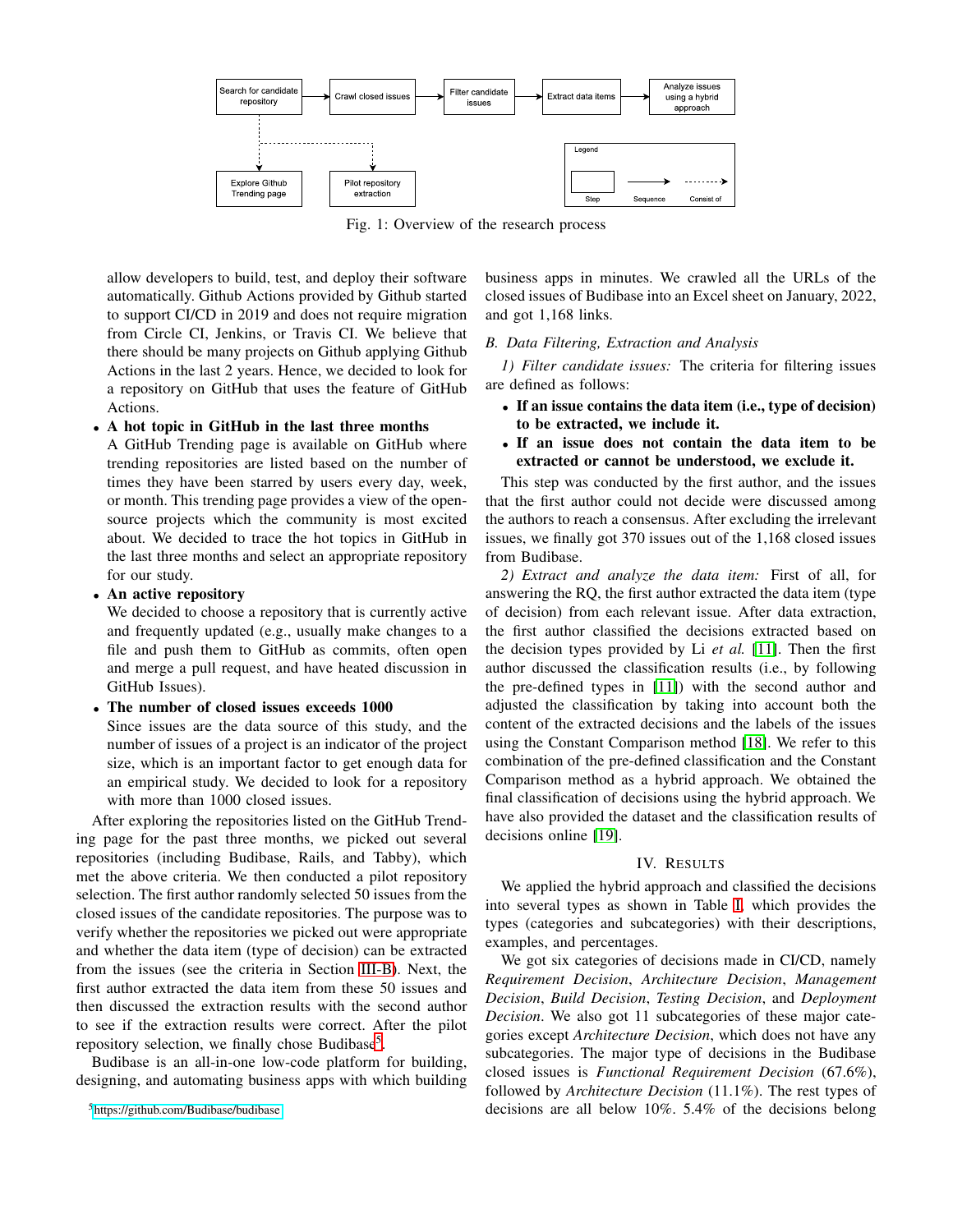Fig. 1: Overview of the research process

allow developers to build, test, and deploy their software automatically. Github Actions provided by Github started to support CI/CD in 2019 and does not require migration from Circle CI, Jenkins, or Travis CI. We believe that there should be many projects on Github applying Github Actions in the last 2 years. Hence, we decided to look for a repository on GitHub that uses the feature of GitHub Actions.

- **A hot topic in GitHub in the last three months**
  A GitHub Trending page is available on GitHub where trending repositories are listed based on the number of times they have been starred by users every day, week, or month. This trending page provides a view of the open-source projects which the community is most excited about. We decided to trace the hot topics in GitHub in the last three months and select an appropriate repository for our study.
- **An active repository**
  We decided to choose a repository that is currently active and frequently updated (e.g., usually make changes to a file and push them to GitHub as commits, often open and merge a pull request, and have heated discussion in GitHub Issues).
- **The number of closed issues exceeds 1000**
  Since issues are the data source of this study, and the number of issues of a project is an indicator of the project size, which is an important factor to get enough data for an empirical study. We decided to look for a repository with more than 1000 closed issues.

After exploring the repositories listed on the GitHub Trending page for the past three months, we picked out several repositories (including Budibase, Rails, and Tabby), which met the above criteria. We then conducted a pilot repository selection. The first author randomly selected 50 issues from the closed issues of the candidate repositories. The purpose was to verify whether the repositories we picked out were appropriate and whether the data item (type of decision) can be extracted from the issues (see the criteria in Section III-B). Next, the first author extracted the data item from these 50 issues and then discussed the extraction results with the second author to see if the extraction results were correct. After the pilot repository selection, we finally chose Budibase[5].

Budibase is an all-in-one low-code platform for building, designing, and automating business apps with which building business apps in minutes. We crawled all the URLs of the closed issues of Budibase into an Excel sheet on January, 2022, and got 1,168 links.

### *B. Data Filtering, Extraction and Analysis*

*1) Filter candidate issues:* The criteria for filtering issues are defined as follows:

- **If an issue contains the data item (i.e., type of decision) to be extracted, we include it.**
- **If an issue does not contain the data item to be extracted or cannot be understood, we exclude it.**

This step was conducted by the first author, and the issues that the first author could not decide were discussed among the authors to reach a consensus. After excluding the irrelevant issues, we finally got 370 issues out of the 1,168 closed issues from Budibase.

*2) Extract and analyze the data item:* First of all, for answering the RQ, the first author extracted the data item (type of decision) from each relevant issue. After data extraction, the first author classified the decisions extracted based on the decision types provided by Li *et al.* [11]. Then the first author discussed the classification results (i.e., by following the pre-defined types in [11]) with the second author and adjusted the classification by taking into account both the content of the extracted decisions and the labels of the issues using the Constant Comparison method [18]. We refer to this combination of the pre-defined classification and the Constant Comparison method as a hybrid approach. We obtained the final classification of decisions using the hybrid approach. We have also provided the dataset and the classification results of decisions online [19].

## IV. Results

We applied the hybrid approach and classified the decisions into several types as shown in Table I, which provides the types (categories and subcategories) with their descriptions, examples, and percentages.

We got six categories of decisions made in CI/CD, namely *Requirement Decision*, *Architecture Decision*, *Management Decision*, *Build Decision*, *Testing Decision*, and *Deployment Decision*. We also got 11 subcategories of these major categories except *Architecture Decision*, which does not have any subcategories. The major type of decisions in the Budibase closed issues is *Functional Requirement Decision* (67.6%), followed by *Architecture Decision* (11.1%). The rest types of decisions are all below 10%. 5.4% of the decisions belong

[5] https://github.com/Budibase/budibase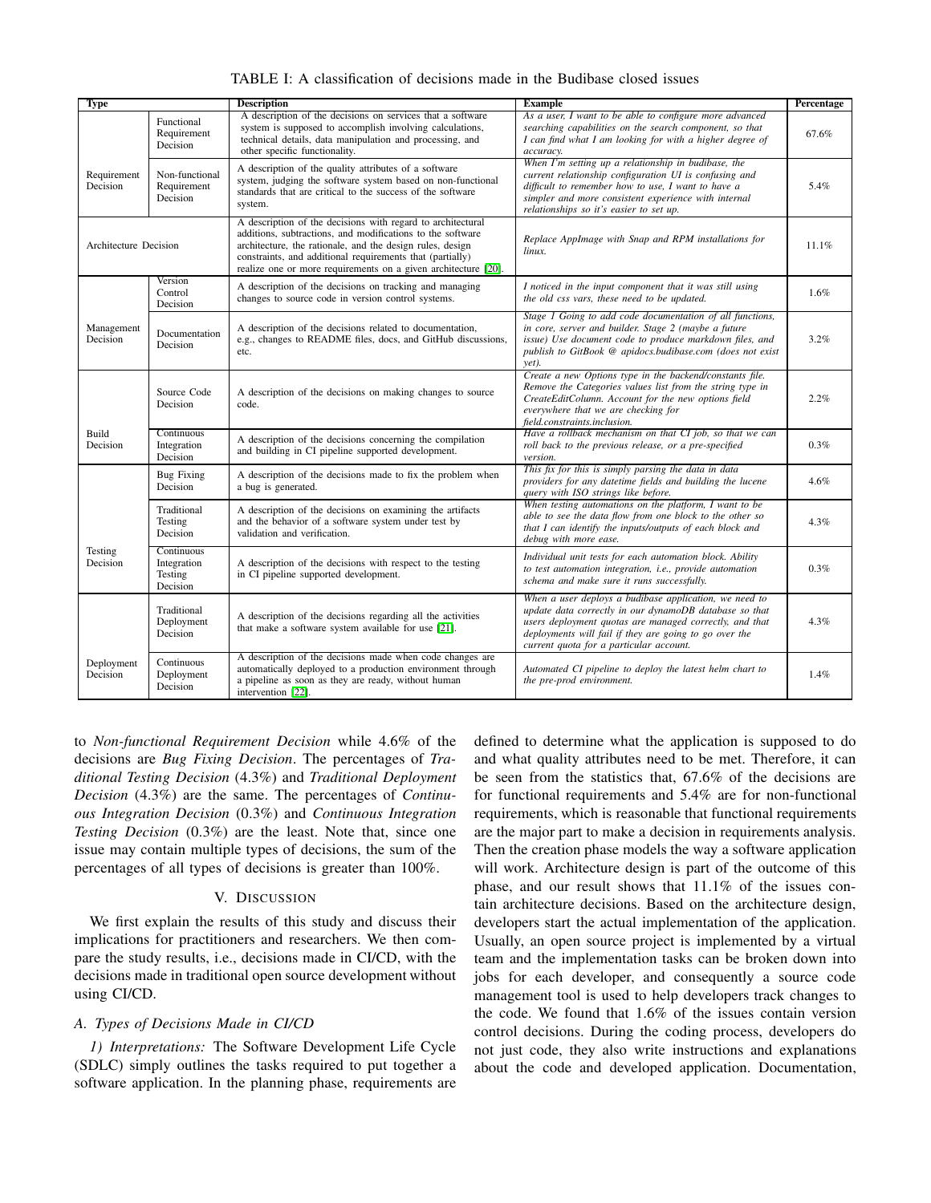TABLE I: A classification of decisions made in the Budibase closed issues

| Type | | Description | Example | Percentage |
|---|---|---|---|---|
| Requirement Decision | Functional Requirement Decision | A description of the decisions on services that a software system is supposed to accomplish involving calculations, technical details, data manipulation and processing, and other specific functionality. | *As a user, I want to be able to configure more advanced searching capabilities on the search component, so that I can find what I am looking for with a higher degree of accuracy.* | 67.6% |
| | Non-functional Requirement Decision | A description of the quality attributes of a software system, judging the software system based on non-functional standards that are critical to the success of the software system. | *When I'm setting up a relationship in budibase, the current relationship configuration UI is confusing and difficult to remember how to use, I want to have a simpler and more consistent experience with internal relationships so it's easier to set up.* | 5.4% |
| Architecture Decision | | A description of the decisions with regard to architectural additions, subtractions, and modifications to the software architecture, the rationale, and the design rules, design constraints, and additional requirements that (partially) realize one or more requirements on a given architecture [20]. | *Replace AppImage with Snap and RPM installations for linux.* | 11.1% |
| Management Decision | Version Control Decision | A description of the decisions on tracking and managing changes to source code in version control systems. | *I noticed in the input component that it was still using the old css vars, these need to be updated.* | 1.6% |
| | Documentation Decision | A description of the decisions related to documentation, e.g., changes to README files, docs, and GitHub discussions, etc. | *Stage 1 Going to add code documentation of all functions, in core, server and builder. Stage 2 (maybe a future issue) Use document code to produce markdown files, and publish to GitBook @ apidocs.budibase.com (does not exist yet).* | 3.2% |
| Build Decision | Source Code Decision | A description of the decisions on making changes to source code. | *Create a new Options type in the backend/constants file. Remove the Categories values list from the string type in CreateEditColumn. Account for the new options field everywhere that we are checking for field.constraints.inclusion.* | 2.2% |
| | Continuous Integration Decision | A description of the decisions concerning the compilation and building in CI pipeline supported development. | *Have a rollback mechanism on that CI job, so that we can roll back to the previous release, or a pre-specified version.* | 0.3% |
| Testing Decision | Bug Fixing Decision | A description of the decisions made to fix the problem when a bug is generated. | *This fix for this is simply parsing the data in data providers for any datetime fields and building the lucene query with ISO strings like before.* | 4.6% |
| | Traditional Testing Decision | A description of the decisions on examining the artifacts and the behavior of a software system under test by validation and verification. | *When testing automations on the platform, I want to be able to see the data flow from one block to the other so that I can identify the inputs/outputs of each block and debug with more ease.* | 4.3% |
| | Continuous Integration Testing Decision | A description of the decisions with respect to the testing in CI pipeline supported development. | *Individual unit tests for each automation block. Ability to test automation integration, i.e., provide automation schema and make sure it runs successfully.* | 0.3% |
| Deployment Decision | Traditional Deployment Decision | A description of the decisions regarding all the activities that make a software system available for use [21]. | *When a user deploys a budibase application, we need to update data correctly in our dynamoDB database so that users deployment quotas are managed correctly, and that deployments will fail if they are going to go over the current quota for a particular account.* | 4.3% |
| | Continuous Deployment Decision | A description of the decisions made when code changes are automatically deployed to a production environment through a pipeline as soon as they are ready, without human intervention [22]. | *Automated CI pipeline to deploy the latest helm chart to the pre-prod environment.* | 1.4% |

to *Non-functional Requirement Decision* while 4.6% of the decisions are *Bug Fixing Decision*. The percentages of *Traditional Testing Decision* (4.3%) and *Traditional Deployment Decision* (4.3%) are the same. The percentages of *Continuous Integration Decision* (0.3%) and *Continuous Integration Testing Decision* (0.3%) are the least. Note that, since one issue may contain multiple types of decisions, the sum of the percentages of all types of decisions is greater than 100%.

## V. Discussion

We first explain the results of this study and discuss their implications for practitioners and researchers. We then compare the study results, i.e., decisions made in CI/CD, with the decisions made in traditional open source development without using CI/CD.

### A. Types of Decisions Made in CI/CD

*1) Interpretations:* The Software Development Life Cycle (SDLC) simply outlines the tasks required to put together a software application. In the planning phase, requirements are defined to determine what the application is supposed to do and what quality attributes need to be met. Therefore, it can be seen from the statistics that, 67.6% of the decisions are for functional requirements and 5.4% are for non-functional requirements, which is reasonable that functional requirements are the major part to make a decision in requirements analysis. Then the creation phase models the way a software application will work. Architecture design is part of the outcome of this phase, and our result shows that 11.1% of the issues contain architecture decisions. Based on the architecture design, developers start the actual implementation of the application. Usually, an open source project is implemented by a virtual team and the implementation tasks can be broken down into jobs for each developer, and consequently a source code management tool is used to help developers track changes to the code. We found that 1.6% of the issues contain version control decisions. During the coding process, developers do not just code, they also write instructions and explanations about the code and developed application. Documentation,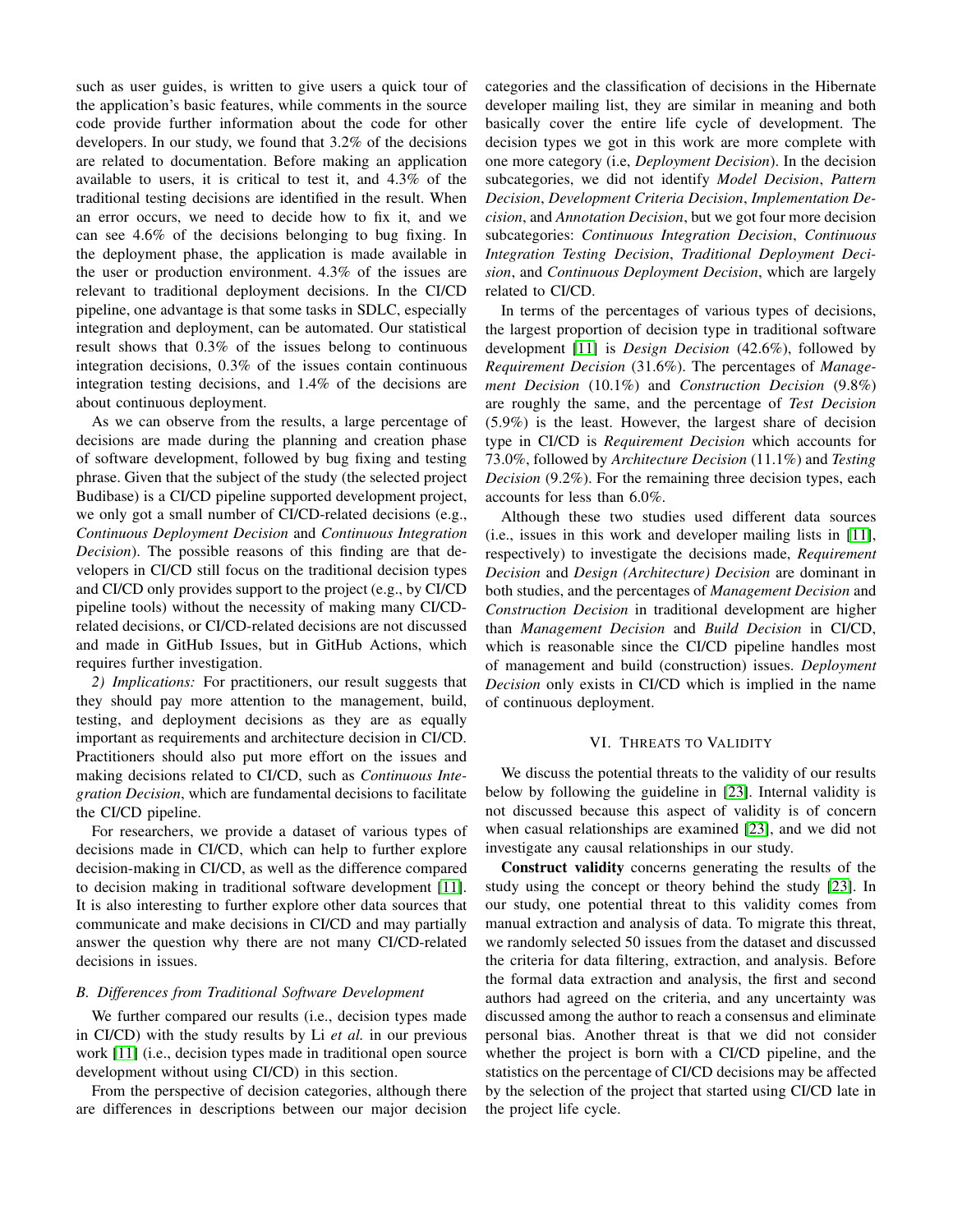such as user guides, is written to give users a quick tour of the application's basic features, while comments in the source code provide further information about the code for other developers. In our study, we found that 3.2% of the decisions are related to documentation. Before making an application available to users, it is critical to test it, and 4.3% of the traditional testing decisions are identified in the result. When an error occurs, we need to decide how to fix it, and we can see 4.6% of the decisions belonging to bug fixing. In the deployment phase, the application is made available in the user or production environment. 4.3% of the issues are relevant to traditional deployment decisions. In the CI/CD pipeline, one advantage is that some tasks in SDLC, especially integration and deployment, can be automated. Our statistical result shows that 0.3% of the issues belong to continuous integration decisions, 0.3% of the issues contain continuous integration testing decisions, and 1.4% of the decisions are about continuous deployment.

As we can observe from the results, a large percentage of decisions are made during the planning and creation phase of software development, followed by bug fixing and testing phrase. Given that the subject of the study (the selected project Budibase) is a CI/CD pipeline supported development project, we only got a small number of CI/CD-related decisions (e.g., *Continuous Deployment Decision* and *Continuous Integration Decision*). The possible reasons of this finding are that developers in CI/CD still focus on the traditional decision types and CI/CD only provides support to the project (e.g., by CI/CD pipeline tools) without the necessity of making many CI/CD-related decisions, or CI/CD-related decisions are not discussed and made in GitHub Issues, but in GitHub Actions, which requires further investigation.

*2) Implications:* For practitioners, our result suggests that they should pay more attention to the management, build, testing, and deployment decisions as they are as equally important as requirements and architecture decision in CI/CD. Practitioners should also put more effort on the issues and making decisions related to CI/CD, such as *Continuous Integration Decision*, which are fundamental decisions to facilitate the CI/CD pipeline.

For researchers, we provide a dataset of various types of decisions made in CI/CD, which can help to further explore decision-making in CI/CD, as well as the difference compared to decision making in traditional software development [11]. It is also interesting to further explore other data sources that communicate and make decisions in CI/CD and may partially answer the question why there are not many CI/CD-related decisions in issues.

### B. Differences from Traditional Software Development

We further compared our results (i.e., decision types made in CI/CD) with the study results by Li *et al.* in our previous work [11] (i.e., decision types made in traditional open source development without using CI/CD) in this section.

From the perspective of decision categories, although there are differences in descriptions between our major decision categories and the classification of decisions in the Hibernate developer mailing list, they are similar in meaning and both basically cover the entire life cycle of development. The decision types we got in this work are more complete with one more category (i.e, *Deployment Decision*). In the decision subcategories, we did not identify *Model Decision*, *Pattern Decision*, *Development Criteria Decision*, *Implementation Decision*, and *Annotation Decision*, but we got four more decision subcategories: *Continuous Integration Decision*, *Continuous Integration Testing Decision*, *Traditional Deployment Decision*, and *Continuous Deployment Decision*, which are largely related to CI/CD.

In terms of the percentages of various types of decisions, the largest proportion of decision type in traditional software development [11] is *Design Decision* (42.6%), followed by *Requirement Decision* (31.6%). The percentages of *Management Decision* (10.1%) and *Construction Decision* (9.8%) are roughly the same, and the percentage of *Test Decision* (5.9%) is the least. However, the largest share of decision type in CI/CD is *Requirement Decision* which accounts for 73.0%, followed by *Architecture Decision* (11.1%) and *Testing Decision* (9.2%). For the remaining three decision types, each accounts for less than 6.0%.

Although these two studies used different data sources (i.e., issues in this work and developer mailing lists in [11], respectively) to investigate the decisions made, *Requirement Decision* and *Design (Architecture) Decision* are dominant in both studies, and the percentages of *Management Decision* and *Construction Decision* in traditional development are higher than *Management Decision* and *Build Decision* in CI/CD, which is reasonable since the CI/CD pipeline handles most of management and build (construction) issues. *Deployment Decision* only exists in CI/CD which is implied in the name of continuous deployment.

## VI. Threats to Validity

We discuss the potential threats to the validity of our results below by following the guideline in [23]. Internal validity is not discussed because this aspect of validity is of concern when casual relationships are examined [23], and we did not investigate any causal relationships in our study.

**Construct validity** concerns generating the results of the study using the concept or theory behind the study [23]. In our study, one potential threat to this validity comes from manual extraction and analysis of data. To migrate this threat, we randomly selected 50 issues from the dataset and discussed the criteria for data filtering, extraction, and analysis. Before the formal data extraction and analysis, the first and second authors had agreed on the criteria, and any uncertainty was discussed among the author to reach a consensus and eliminate personal bias. Another threat is that we did not consider whether the project is born with a CI/CD pipeline, and the statistics on the percentage of CI/CD decisions may be affected by the selection of the project that started using CI/CD late in the project life cycle.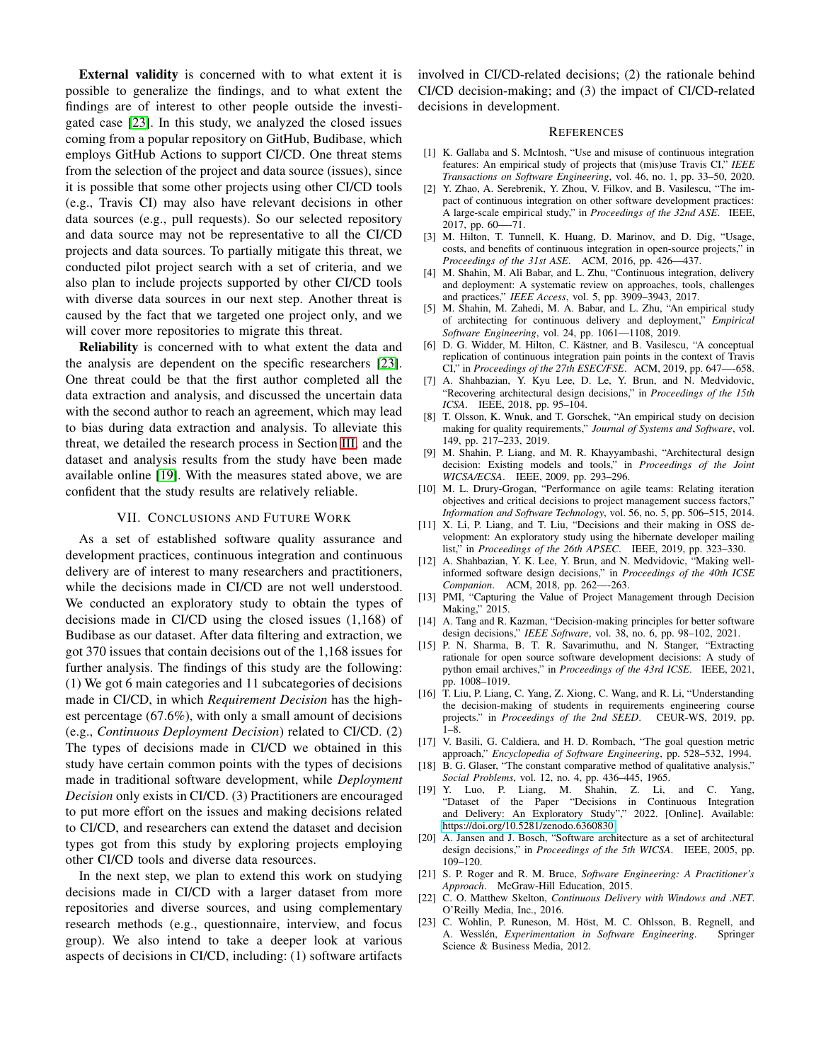**External validity** is concerned with to what extent it is possible to generalize the findings, and to what extent the findings are of interest to other people outside the investigated case [23]. In this study, we analyzed the closed issues coming from a popular repository on GitHub, Budibase, which employs GitHub Actions to support CI/CD. One threat stems from the selection of the project and data source (issues), since it is possible that some other projects using other CI/CD tools (e.g., Travis CI) may also have relevant decisions in other data sources (e.g., pull requests). So our selected repository and data source may not be representative to all the CI/CD projects and data sources. To partially mitigate this threat, we conducted pilot project search with a set of criteria, and we also plan to include projects supported by other CI/CD tools with diverse data sources in our next step. Another threat is caused by the fact that we targeted one project only, and we will cover more repositories to migrate this threat.

**Reliability** is concerned with to what extent the data and the analysis are dependent on the specific researchers [23]. One threat could be that the first author completed all the data extraction and analysis, and discussed the uncertain data with the second author to reach an agreement, which may lead to bias during data extraction and analysis. To alleviate this threat, we detailed the research process in Section III, and the dataset and analysis results from the study have been made available online [19]. With the measures stated above, we are confident that the study results are relatively reliable.

## VII. Conclusions and Future Work

As a set of established software quality assurance and development practices, continuous integration and continuous delivery are of interest to many researchers and practitioners, while the decisions made in CI/CD are not well understood. We conducted an exploratory study to obtain the types of decisions made in CI/CD using the closed issues (1,168) of Budibase as our dataset. After data filtering and extraction, we got 370 issues that contain decisions out of the 1,168 issues for further analysis. The findings of this study are the following: (1) We got 6 main categories and 11 subcategories of decisions made in CI/CD, in which *Requirement Decision* has the highest percentage (67.6%), with only a small amount of decisions (e.g., *Continuous Deployment Decision*) related to CI/CD. (2) The types of decisions made in CI/CD we obtained in this study have certain common points with the types of decisions made in traditional software development, while *Deployment Decision* only exists in CI/CD. (3) Practitioners are encouraged to put more effort on the issues and making decisions related to CI/CD, and researchers can extend the dataset and decision types got from this study by exploring projects employing other CI/CD tools and diverse data resources.

In the next step, we plan to extend this work on studying decisions made in CI/CD with a larger dataset from more repositories and diverse sources, and using complementary research methods (e.g., questionnaire, interview, and focus group). We also intend to take a deeper look at various aspects of decisions in CI/CD, including: (1) software artifacts involved in CI/CD-related decisions; (2) the rationale behind CI/CD decision-making; and (3) the impact of CI/CD-related decisions in development.

## References

[1] K. Gallaba and S. McIntosh, "Use and misuse of continuous integration features: An empirical study of projects that (mis)use Travis CI," *IEEE Transactions on Software Engineering*, vol. 46, no. 1, pp. 33–50, 2020.

[2] Y. Zhao, A. Serebrenik, Y. Zhou, V. Filkov, and B. Vasilescu, "The impact of continuous integration on other software development practices: A large-scale empirical study," in *Proceedings of the 32nd ASE*. IEEE, 2017, pp. 60—71.

[3] M. Hilton, T. Tunnell, K. Huang, D. Marinov, and D. Dig, "Usage, costs, and benefits of continuous integration in open-source projects," in *Proceedings of the 31st ASE*. ACM, 2016, pp. 426—437.

[4] M. Shahin, M. Ali Babar, and L. Zhu, "Continuous integration, delivery and deployment: A systematic review on approaches, tools, challenges and practices," *IEEE Access*, vol. 5, pp. 3909–3943, 2017.

[5] M. Shahin, M. Zahedi, M. A. Babar, and L. Zhu, "An empirical study of architecting for continuous delivery and deployment," *Empirical Software Engineering*, vol. 24, pp. 1061—1108, 2019.

[6] D. G. Widder, M. Hilton, C. Kästner, and B. Vasilescu, "A conceptual replication of continuous integration pain points in the context of Travis CI," in *Proceedings of the 27th ESEC/FSE*. ACM, 2019, pp. 647—-658.

[7] A. Shahbazian, Y. Kyu Lee, D. Le, Y. Brun, and N. Medvidovic, "Recovering architectural design decisions," in *Proceedings of the 15th ICSA*. IEEE, 2018, pp. 95–104.

[8] T. Olsson, K. Wnuk, and T. Gorschek, "An empirical study on decision making for quality requirements," *Journal of Systems and Software*, vol. 149, pp. 217–233, 2019.

[9] M. Shahin, P. Liang, and M. R. Khayyambashi, "Architectural design decision: Existing models and tools," in *Proceedings of the Joint WICSA/ECSA*. IEEE, 2009, pp. 293–296.

[10] M. L. Drury-Grogan, "Performance on agile teams: Relating iteration objectives and critical decisions to project management success factors," *Information and Software Technology*, vol. 56, no. 5, pp. 506–515, 2014.

[11] X. Li, P. Liang, and T. Liu, "Decisions and their making in OSS development: An exploratory study using the hibernate developer mailing list," in *Proceedings of the 26th APSEC*. IEEE, 2019, pp. 323–330.

[12] A. Shahbazian, Y. K. Lee, Y. Brun, and N. Medvidovic, "Making well-informed software design decisions," in *Proceedings of the 40th ICSE Companion*. ACM, 2018, pp. 262—-263.

[13] PMI, "Capturing the Value of Project Management through Decision Making," 2015.

[14] A. Tang and R. Kazman, "Decision-making principles for better software design decisions," *IEEE Software*, vol. 38, no. 6, pp. 98–102, 2021.

[15] P. N. Sharma, B. T. R. Savarimuthu, and N. Stanger, "Extracting rationale for open source software development decisions: A study of python email archives," in *Proceedings of the 43rd ICSE*. IEEE, 2021, pp. 1008–1019.

[16] T. Liu, P. Liang, C. Yang, Z. Xiong, C. Wang, and R. Li, "Understanding the decision-making of students in requirements engineering course projects." in *Proceedings of the 2nd SEED*. CEUR-WS, 2019, pp. 1–8.

[17] V. Basili, G. Caldiera, and H. D. Rombach, "The goal question metric approach," *Encyclopedia of Software Engineering*, pp. 528–532, 1994.

[18] B. G. Glaser, "The constant comparative method of qualitative analysis," *Social Problems*, vol. 12, no. 4, pp. 436–445, 1965.

[19] Y. Luo, P. Liang, M. Shahin, Z. Li, and C. Yang, "Dataset of the Paper "Decisions in Continuous Integration and Delivery: An Exploratory Study"," 2022. [Online]. Available: https://doi.org/10.5281/zenodo.6360830

[20] A. Jansen and J. Bosch, "Software architecture as a set of architectural design decisions," in *Proceedings of the 5th WICSA*. IEEE, 2005, pp. 109–120.

[21] S. P. Roger and R. M. Bruce, *Software Engineering: A Practitioner's Approach*. McGraw-Hill Education, 2015.

[22] C. O. Matthew Skelton, *Continuous Delivery with Windows and .NET*. O'Reilly Media, Inc., 2016.

[23] C. Wohlin, P. Runeson, M. Höst, M. C. Ohlsson, B. Regnell, and A. Wesslén, *Experimentation in Software Engineering*. Springer Science & Business Media, 2012.